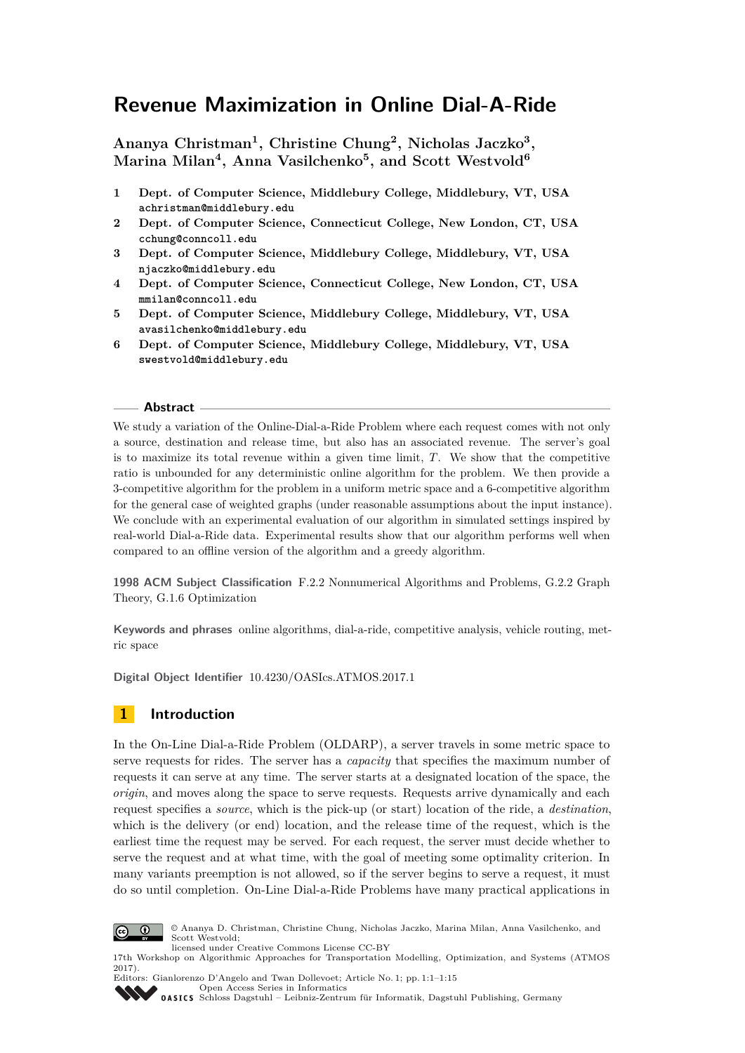# Revenue Maximization in Online Dial-A-Ride

**Ananya Christman[1], Christine Chung[2], Nicholas Jaczko[3], Marina Milan[4], Anna Vasilchenko[5], and Scott Westvold[6]**

1. **Dept. of Computer Science, Middlebury College, Middlebury, VT, USA**
   achristman@middlebury.edu
2. **Dept. of Computer Science, Connecticut College, New London, CT, USA**
   cchung@conncoll.edu
3. **Dept. of Computer Science, Middlebury College, Middlebury, VT, USA**
   njaczko@middlebury.edu
4. **Dept. of Computer Science, Connecticut College, New London, CT, USA**
   mmilan@conncoll.edu
5. **Dept. of Computer Science, Middlebury College, Middlebury, VT, USA**
   avasilchenko@middlebury.edu
6. **Dept. of Computer Science, Middlebury College, Middlebury, VT, USA**
   swestvold@middlebury.edu

## Abstract

We study a variation of the Online-Dial-a-Ride Problem where each request comes with not only a source, destination and release time, but also has an associated revenue. The server's goal is to maximize its total revenue within a given time limit, $T$. We show that the competitive ratio is unbounded for any deterministic online algorithm for the problem. We then provide a 3-competitive algorithm for the problem in a uniform metric space and a 6-competitive algorithm for the general case of weighted graphs (under reasonable assumptions about the input instance). We conclude with an experimental evaluation of our algorithm in simulated settings inspired by real-world Dial-a-Ride data. Experimental results show that our algorithm performs well when compared to an offline version of the algorithm and a greedy algorithm.

**1998 ACM Subject Classification** F.2.2 Nonnumerical Algorithms and Problems, G.2.2 Graph Theory, G.1.6 Optimization

**Keywords and phrases** online algorithms, dial-a-ride, competitive analysis, vehicle routing, metric space

**Digital Object Identifier** 10.4230/OASIcs.ATMOS.2017.1

## 1 Introduction

In the On-Line Dial-a-Ride Problem (OLDARP), a server travels in some metric space to serve requests for rides. The server has a *capacity* that specifies the maximum number of requests it can serve at any time. The server starts at a designated location of the space, the *origin*, and moves along the space to serve requests. Requests arrive dynamically and each request specifies a *source*, which is the pick-up (or start) location of the ride, a *destination*, which is the delivery (or end) location, and the release time of the request, which is the earliest time the request may be served. For each request, the server must decide whether to serve the request and at what time, with the goal of meeting some optimality criterion. In many variants preemption is not allowed, so if the server begins to serve a request, it must do so until completion. On-Line Dial-a-Ride Problems have many practical applications in

© Ananya D. Christman, Christine Chung, Nicholas Jaczko, Marina Milan, Anna Vasilchenko, and Scott Westvold;
licensed under Creative Commons License CC-BY
17th Workshop on Algorithmic Approaches for Transportation Modelling, Optimization, and Systems (ATMOS 2017).
Editors: Gianlorenzo D'Angelo and Twan Dollevoet; Article No. 1; pp. 1:1–1:15
Open Access Series in Informatics
Schloss Dagstuhl – Leibniz-Zentrum für Informatik, Dagstuhl Publishing, Germany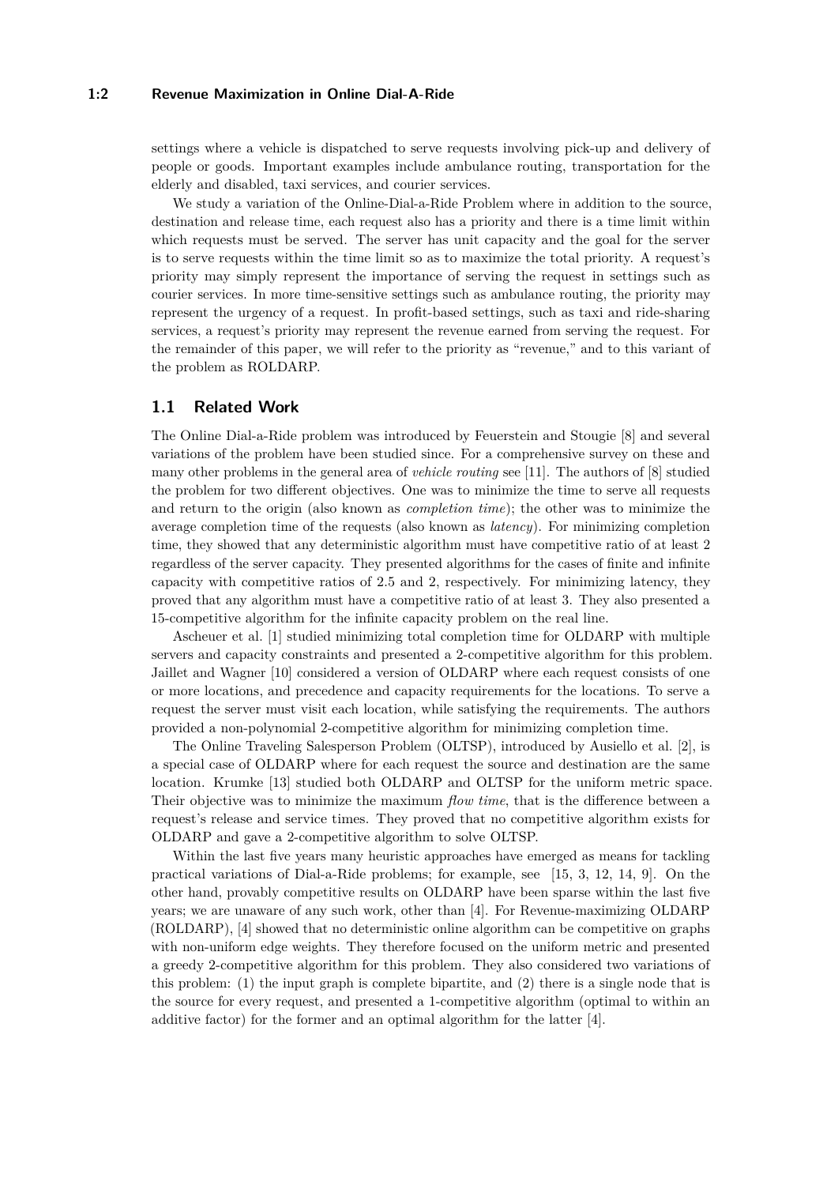settings where a vehicle is dispatched to serve requests involving pick-up and delivery of people or goods. Important examples include ambulance routing, transportation for the elderly and disabled, taxi services, and courier services.

We study a variation of the Online-Dial-a-Ride Problem where in addition to the source, destination and release time, each request also has a priority and there is a time limit within which requests must be served. The server has unit capacity and the goal for the server is to serve requests within the time limit so as to maximize the total priority. A request's priority may simply represent the importance of serving the request in settings such as courier services. In more time-sensitive settings such as ambulance routing, the priority may represent the urgency of a request. In profit-based settings, such as taxi and ride-sharing services, a request's priority may represent the revenue earned from serving the request. For the remainder of this paper, we will refer to the priority as "revenue," and to this variant of the problem as ROLDARP.

## 1.1 Related Work

The Online Dial-a-Ride problem was introduced by Feuerstein and Stougie [8] and several variations of the problem have been studied since. For a comprehensive survey on these and many other problems in the general area of *vehicle routing* see [11]. The authors of [8] studied the problem for two different objectives. One was to minimize the time to serve all requests and return to the origin (also known as *completion time*); the other was to minimize the average completion time of the requests (also known as *latency*). For minimizing completion time, they showed that any deterministic algorithm must have competitive ratio of at least 2 regardless of the server capacity. They presented algorithms for the cases of finite and infinite capacity with competitive ratios of 2.5 and 2, respectively. For minimizing latency, they proved that any algorithm must have a competitive ratio of at least 3. They also presented a 15-competitive algorithm for the infinite capacity problem on the real line.

Ascheuer et al. [1] studied minimizing total completion time for OLDARP with multiple servers and capacity constraints and presented a 2-competitive algorithm for this problem. Jaillet and Wagner [10] considered a version of OLDARP where each request consists of one or more locations, and precedence and capacity requirements for the locations. To serve a request the server must visit each location, while satisfying the requirements. The authors provided a non-polynomial 2-competitive algorithm for minimizing completion time.

The Online Traveling Salesperson Problem (OLTSP), introduced by Ausiello et al. [2], is a special case of OLDARP where for each request the source and destination are the same location. Krumke [13] studied both OLDARP and OLTSP for the uniform metric space. Their objective was to minimize the maximum *flow time*, that is the difference between a request's release and service times. They proved that no competitive algorithm exists for OLDARP and gave a 2-competitive algorithm to solve OLTSP.

Within the last five years many heuristic approaches have emerged as means for tackling practical variations of Dial-a-Ride problems; for example, see [15, 3, 12, 14, 9]. On the other hand, provably competitive results on OLDARP have been sparse within the last five years; we are unaware of any such work, other than [4]. For Revenue-maximizing OLDARP (ROLDARP), [4] showed that no deterministic online algorithm can be competitive on graphs with non-uniform edge weights. They therefore focused on the uniform metric and presented a greedy 2-competitive algorithm for this problem. They also considered two variations of this problem: (1) the input graph is complete bipartite, and (2) there is a single node that is the source for every request, and presented a 1-competitive algorithm (optimal to within an additive factor) for the former and an optimal algorithm for the latter [4].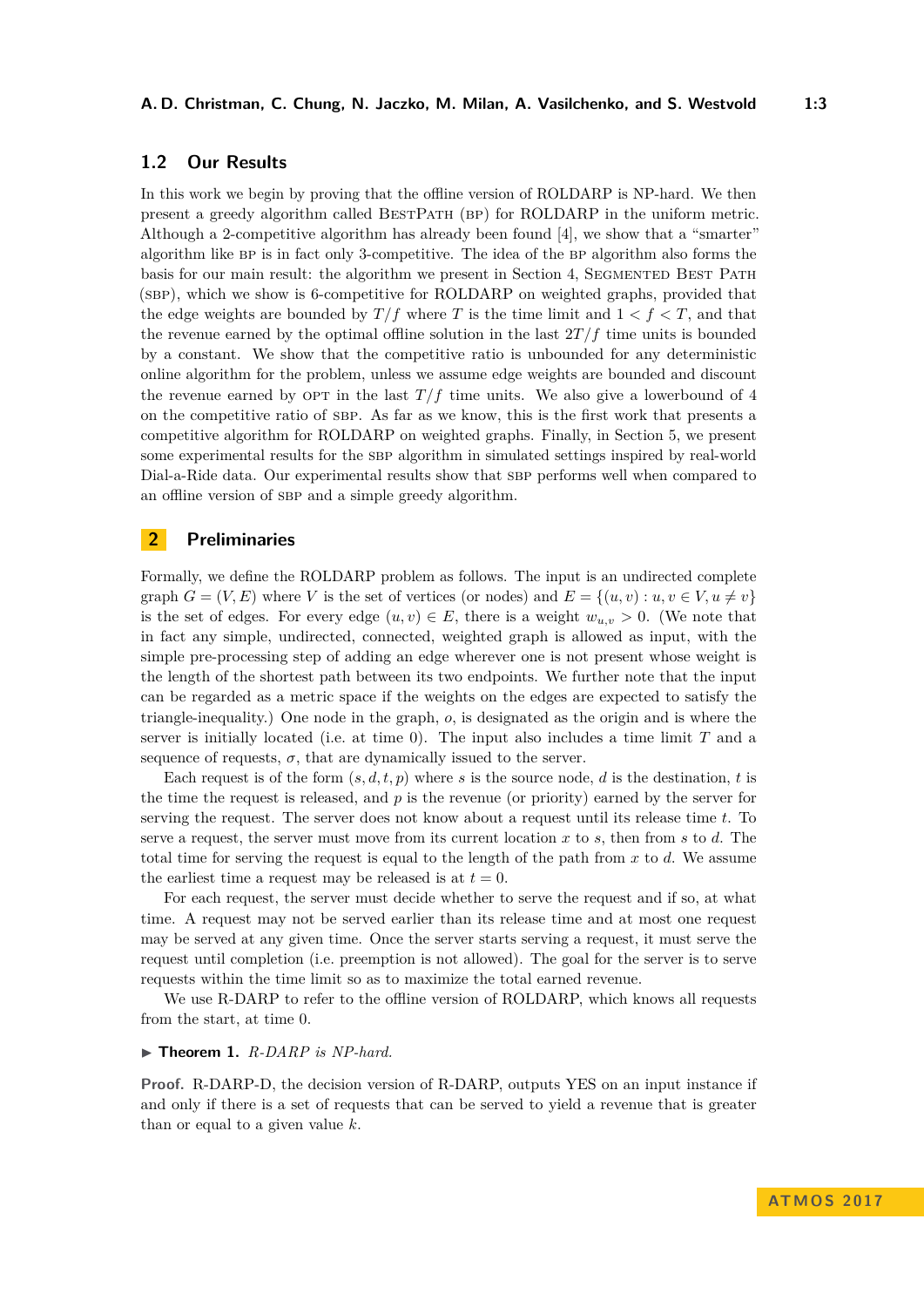## 1.2 Our Results

In this work we begin by proving that the offline version of ROLDARP is NP-hard. We then present a greedy algorithm called BestPath (bp) for ROLDARP in the uniform metric. Although a 2-competitive algorithm has already been found [4], we show that a "smarter" algorithm like bp is in fact only 3-competitive. The idea of the bp algorithm also forms the basis for our main result: the algorithm we present in Section 4, Segmented Best Path (sbp), which we show is 6-competitive for ROLDARP on weighted graphs, provided that the edge weights are bounded by $T/f$ where $T$ is the time limit and $1 < f < T$, and that the revenue earned by the optimal offline solution in the last $2T/f$ time units is bounded by a constant. We show that the competitive ratio is unbounded for any deterministic online algorithm for the problem, unless we assume edge weights are bounded and discount the revenue earned by opt in the last $T/f$ time units. We also give a lowerbound of 4 on the competitive ratio of sbp. As far as we know, this is the first work that presents a competitive algorithm for ROLDARP on weighted graphs. Finally, in Section 5, we present some experimental results for the sbp algorithm in simulated settings inspired by real-world Dial-a-Ride data. Our experimental results show that sbp performs well when compared to an offline version of sbp and a simple greedy algorithm.

# 2 Preliminaries

Formally, we define the ROLDARP problem as follows. The input is an undirected complete graph $G = (V, E)$ where $V$ is the set of vertices (or nodes) and $E = \{(u, v) : u, v \in V, u \neq v\}$ is the set of edges. For every edge $(u, v) \in E$, there is a weight $w_{u,v} > 0$. (We note that in fact any simple, undirected, connected, weighted graph is allowed as input, with the simple pre-processing step of adding an edge wherever one is not present whose weight is the length of the shortest path between its two endpoints. We further note that the input can be regarded as a metric space if the weights on the edges are expected to satisfy the triangle-inequality.) One node in the graph, $o$, is designated as the origin and is where the server is initially located (i.e. at time 0). The input also includes a time limit $T$ and a sequence of requests, $\sigma$, that are dynamically issued to the server.

Each request is of the form $(s, d, t, p)$ where $s$ is the source node, $d$ is the destination, $t$ is the time the request is released, and $p$ is the revenue (or priority) earned by the server for serving the request. The server does not know about a request until its release time $t$. To serve a request, the server must move from its current location $x$ to $s$, then from $s$ to $d$. The total time for serving the request is equal to the length of the path from $x$ to $d$. We assume the earliest time a request may be released is at $t = 0$.

For each request, the server must decide whether to serve the request and if so, at what time. A request may not be served earlier than its release time and at most one request may be served at any given time. Once the server starts serving a request, it must serve the request until completion (i.e. preemption is not allowed). The goal for the server is to serve requests within the time limit so as to maximize the total earned revenue.

We use R-DARP to refer to the offline version of ROLDARP, which knows all requests from the start, at time 0.

▶ **Theorem 1.** *R-DARP is NP-hard.*

**Proof.** R-DARP-D, the decision version of R-DARP, outputs YES on an input instance if and only if there is a set of requests that can be served to yield a revenue that is greater than or equal to a given value $k$.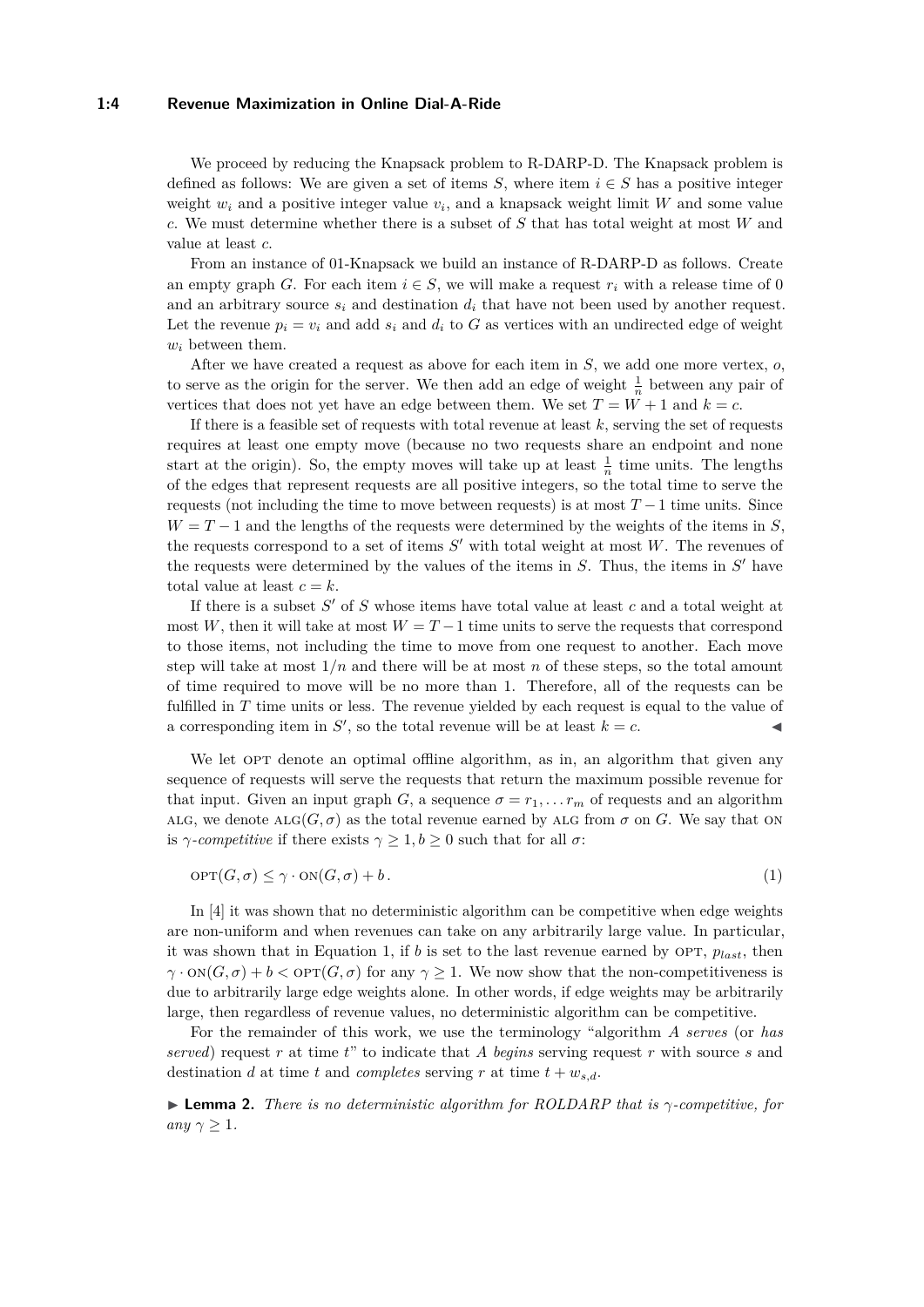We proceed by reducing the Knapsack problem to R-DARP-D. The Knapsack problem is defined as follows: We are given a set of items $S$, where item $i \in S$ has a positive integer weight $w_i$ and a positive integer value $v_i$, and a knapsack weight limit $W$ and some value $c$. We must determine whether there is a subset of $S$ that has total weight at most $W$ and value at least $c$.

From an instance of 01-Knapsack we build an instance of R-DARP-D as follows. Create an empty graph $G$. For each item $i \in S$, we will make a request $r_i$ with a release time of 0 and an arbitrary source $s_i$ and destination $d_i$ that have not been used by another request. Let the revenue $p_i = v_i$ and add $s_i$ and $d_i$ to $G$ as vertices with an undirected edge of weight $w_i$ between them.

After we have created a request as above for each item in $S$, we add one more vertex, $o$, to serve as the origin for the server. We then add an edge of weight $\frac{1}{n}$ between any pair of vertices that does not yet have an edge between them. We set $T = W + 1$ and $k = c$.

If there is a feasible set of requests with total revenue at least $k$, serving the set of requests requires at least one empty move (because no two requests share an endpoint and none start at the origin). So, the empty moves will take up at least $\frac{1}{n}$ time units. The lengths of the edges that represent requests are all positive integers, so the total time to serve the requests (not including the time to move between requests) is at most $T - 1$ time units. Since $W = T - 1$ and the lengths of the requests were determined by the weights of the items in $S$, the requests correspond to a set of items $S'$ with total weight at most $W$. The revenues of the requests were determined by the values of the items in $S$. Thus, the items in $S'$ have total value at least $c = k$.

If there is a subset $S'$ of $S$ whose items have total value at least $c$ and a total weight at most $W$, then it will take at most $W = T - 1$ time units to serve the requests that correspond to those items, not including the time to move from one request to another. Each move step will take at most $1/n$ and there will be at most $n$ of these steps, so the total amount of time required to move will be no more than 1. Therefore, all of the requests can be fulfilled in $T$ time units or less. The revenue yielded by each request is equal to the value of a corresponding item in $S'$, so the total revenue will be at least $k = c$. ◀

We let OPT denote an optimal offline algorithm, as in, an algorithm that given any sequence of requests will serve the requests that return the maximum possible revenue for that input. Given an input graph $G$, a sequence $\sigma = r_1, \ldots r_m$ of requests and an algorithm ALG, we denote $\text{ALG}(G, \sigma)$ as the total revenue earned by ALG from $\sigma$ on $G$. We say that ON is $\gamma$-*competitive* if there exists $\gamma \geq 1, b \geq 0$ such that for all $\sigma$:

$$\text{OPT}(G, \sigma) \leq \gamma \cdot \text{ON}(G, \sigma) + b\,. \tag{1}$$

In [4] it was shown that no deterministic algorithm can be competitive when edge weights are non-uniform and when revenues can take on any arbitrarily large value. In particular, it was shown that in Equation 1, if $b$ is set to the last revenue earned by OPT, $p_{last}$, then $\gamma \cdot \text{ON}(G, \sigma) + b < \text{OPT}(G, \sigma)$ for any $\gamma \geq 1$. We now show that the non-competitiveness is due to arbitrarily large edge weights alone. In other words, if edge weights may be arbitrarily large, then regardless of revenue values, no deterministic algorithm can be competitive.

For the remainder of this work, we use the terminology "algorithm $A$ *serves* (or *has served*) request $r$ at time $t$" to indicate that $A$ *begins* serving request $r$ with source $s$ and destination $d$ at time $t$ and *completes* serving $r$ at time $t + w_{s,d}$.

▶ **Lemma 2.** *There is no deterministic algorithm for ROLDARP that is $\gamma$-competitive, for any $\gamma \geq 1$.*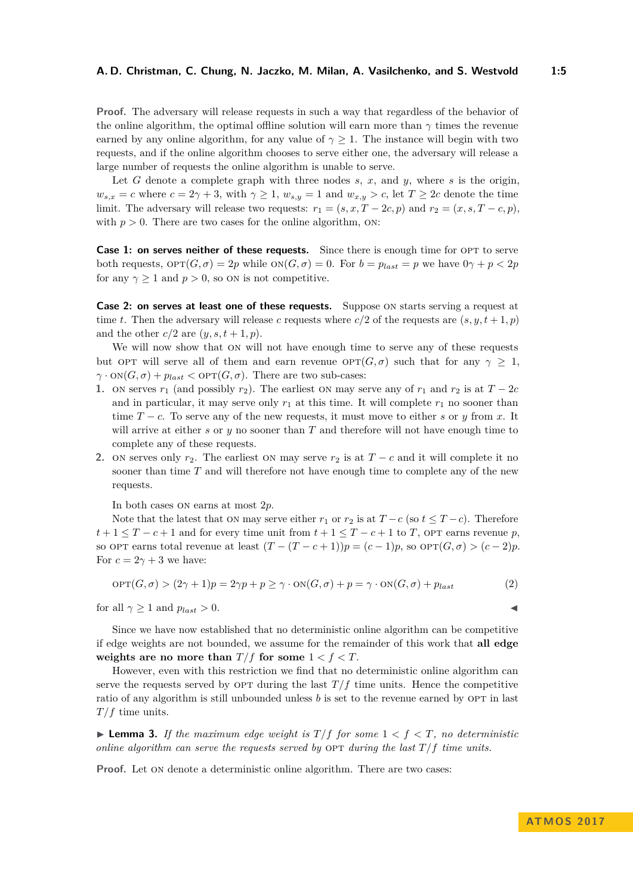**Proof.** The adversary will release requests in such a way that regardless of the behavior of the online algorithm, the optimal offline solution will earn more than $\gamma$ times the revenue earned by any online algorithm, for any value of $\gamma \geq 1$. The instance will begin with two requests, and if the online algorithm chooses to serve either one, the adversary will release a large number of requests the online algorithm is unable to serve.

Let $G$ denote a complete graph with three nodes $s$, $x$, and $y$, where $s$ is the origin, $w_{s,x} = c$ where $c = 2\gamma + 3$, with $\gamma \geq 1$, $w_{s,y} = 1$ and $w_{x,y} > c$, let $T \geq 2c$ denote the time limit. The adversary will release two requests: $r_1 = (s, x, T - 2c, p)$ and $r_2 = (x, s, T - c, p)$, with $p > 0$. There are two cases for the online algorithm, ON:

**Case 1: ON serves neither of these requests.** Since there is enough time for OPT to serve both requests, $\text{OPT}(G, \sigma) = 2p$ while $\text{ON}(G, \sigma) = 0$. For $b = p_{last} = p$ we have $0\gamma + p < 2p$ for any $\gamma \geq 1$ and $p > 0$, so ON is not competitive.

**Case 2: ON serves at least one of these requests.** Suppose ON starts serving a request at time $t$. Then the adversary will release $c$ requests where $c/2$ of the requests are $(s, y, t+1, p)$ and the other $c/2$ are $(y, s, t+1, p)$.

We will now show that ON will not have enough time to serve any of these requests but OPT will serve all of them and earn revenue $\text{OPT}(G, \sigma)$ such that for any $\gamma \geq 1$, $\gamma \cdot \text{ON}(G, \sigma) + p_{last} < \text{OPT}(G, \sigma)$. There are two sub-cases:

1. ON serves $r_1$ (and possibly $r_2$). The earliest ON may serve any of $r_1$ and $r_2$ is at $T - 2c$ and in particular, it may serve only $r_1$ at this time. It will complete $r_1$ no sooner than time $T - c$. To serve any of the new requests, it must move to either $s$ or $y$ from $x$. It will arrive at either $s$ or $y$ no sooner than $T$ and therefore will not have enough time to complete any of these requests.
2. ON serves only $r_2$. The earliest ON may serve $r_2$ is at $T - c$ and it will complete it no sooner than time $T$ and will therefore not have enough time to complete any of the new requests.

In both cases ON earns at most $2p$.

Note that the latest that ON may serve either $r_1$ or $r_2$ is at $T - c$ (so $t \leq T - c$). Therefore $t + 1 \leq T - c + 1$ and for every time unit from $t + 1 \leq T - c + 1$ to $T$, OPT earns revenue $p$, so OPT earns total revenue at least $(T - (T - c + 1))p = (c - 1)p$, so $\text{OPT}(G, \sigma) > (c - 2)p$. For $c = 2\gamma + 3$ we have:

$$\text{OPT}(G, \sigma) > (2\gamma + 1)p = 2\gamma p + p \geq \gamma \cdot \text{ON}(G, \sigma) + p = \gamma \cdot \text{ON}(G, \sigma) + p_{last} \tag{2}$$

for all $\gamma \geq 1$ and $p_{last} > 0$. ◀

Since we have now established that no deterministic online algorithm can be competitive if edge weights are not bounded, we assume for the remainder of this work that **all edge weights are no more than $T/f$ for some $1 < f < T$.**

However, even with this restriction we find that no deterministic online algorithm can serve the requests served by OPT during the last $T/f$ time units. Hence the competitive ratio of any algorithm is still unbounded unless $b$ is set to the revenue earned by OPT in last $T/f$ time units.

▶ **Lemma 3.** *If the maximum edge weight is $T/f$ for some $1 < f < T$, no deterministic online algorithm can serve the requests served by* OPT *during the last $T/f$ time units.*

**Proof.** Let ON denote a deterministic online algorithm. There are two cases: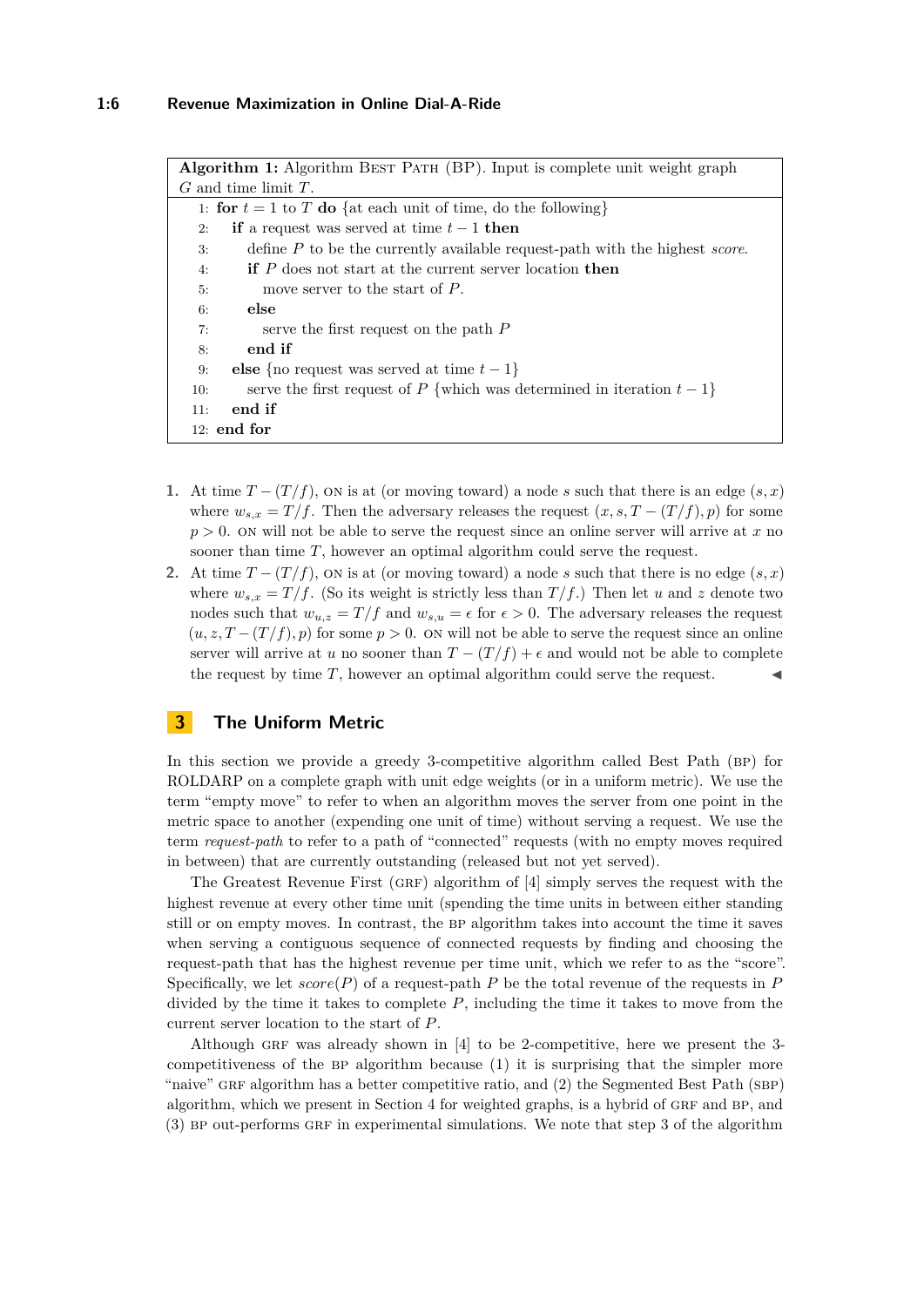**Algorithm 1:** Algorithm Best Path (BP). Input is complete unit weight graph $G$ and time limit $T$.

```
1: for t = 1 to T do {at each unit of time, do the following}
2:   if a request was served at time t − 1 then
3:     define P to be the currently available request-path with the highest score.
4:     if P does not start at the current server location then
5:       move server to the start of P.
6:     else
7:       serve the first request on the path P
8:     end if
9:   else {no request was served at time t − 1}
10:    serve the first request of P {which was determined in iteration t − 1}
11:  end if
12: end for
```

1. At time $T - (T/f)$, ON is at (or moving toward) a node $s$ such that there is an edge $(s, x)$ where $w_{s,x} = T/f$. Then the adversary releases the request $(x, s, T - (T/f), p)$ for some $p > 0$. ON will not be able to serve the request since an online server will arrive at $x$ no sooner than time $T$, however an optimal algorithm could serve the request.
2. At time $T - (T/f)$, ON is at (or moving toward) a node $s$ such that there is no edge $(s, x)$ where $w_{s,x} = T/f$. (So its weight is strictly less than $T/f$.) Then let $u$ and $z$ denote two nodes such that $w_{u,z} = T/f$ and $w_{s,u} = \epsilon$ for $\epsilon > 0$. The adversary releases the request $(u, z, T - (T/f), p)$ for some $p > 0$. ON will not be able to serve the request since an online server will arrive at $u$ no sooner than $T - (T/f) + \epsilon$ and would not be able to complete the request by time $T$, however an optimal algorithm could serve the request. ◀

## 3 The Uniform Metric

In this section we provide a greedy 3-competitive algorithm called Best Path (BP) for ROLDARP on a complete graph with unit edge weights (or in a uniform metric). We use the term "empty move" to refer to when an algorithm moves the server from one point in the metric space to another (expending one unit of time) without serving a request. We use the term *request-path* to refer to a path of "connected" requests (with no empty moves required in between) that are currently outstanding (released but not yet served).

The Greatest Revenue First (GRF) algorithm of [4] simply serves the request with the highest revenue at every other time unit (spending the time units in between either standing still or on empty moves. In contrast, the BP algorithm takes into account the time it saves when serving a contiguous sequence of connected requests by finding and choosing the request-path that has the highest revenue per time unit, which we refer to as the "score". Specifically, we let $score(P)$ of a request-path $P$ be the total revenue of the requests in $P$ divided by the time it takes to complete $P$, including the time it takes to move from the current server location to the start of $P$.

Although GRF was already shown in [4] to be 2-competitive, here we present the 3-competitiveness of the BP algorithm because (1) it is surprising that the simpler more "naive" GRF algorithm has a better competitive ratio, and (2) the Segmented Best Path (SBP) algorithm, which we present in Section 4 for weighted graphs, is a hybrid of GRF and BP, and (3) BP out-performs GRF in experimental simulations. We note that step 3 of the algorithm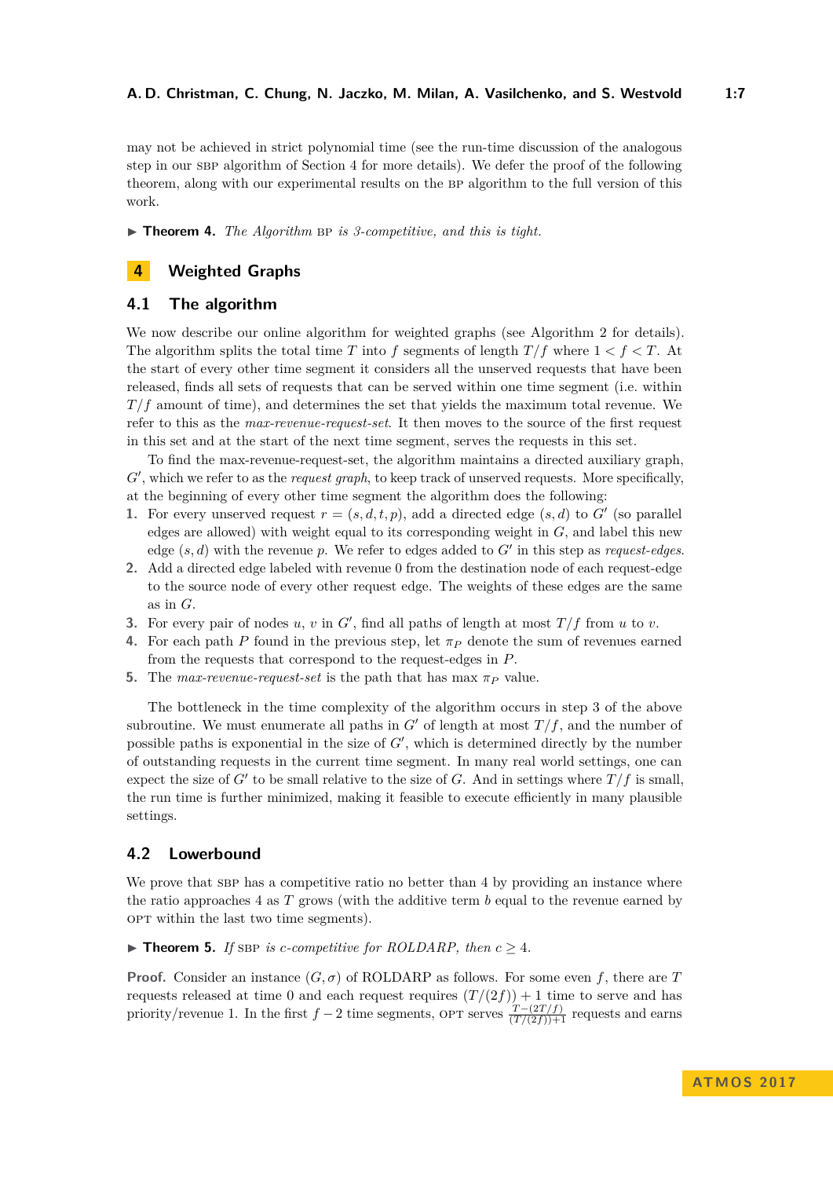may not be achieved in strict polynomial time (see the run-time discussion of the analogous step in our SBP algorithm of Section 4 for more details). We defer the proof of the following theorem, along with our experimental results on the BP algorithm to the full version of this work.

▶ **Theorem 4.** *The Algorithm* BP *is 3-competitive, and this is tight.*

# 4 Weighted Graphs

## 4.1 The algorithm

We now describe our online algorithm for weighted graphs (see Algorithm 2 for details). The algorithm splits the total time $T$ into $f$ segments of length $T/f$ where $1 < f < T$. At the start of every other time segment it considers all the unserved requests that have been released, finds all sets of requests that can be served within one time segment (i.e. within $T/f$ amount of time), and determines the set that yields the maximum total revenue. We refer to this as the *max-revenue-request-set*. It then moves to the source of the first request in this set and at the start of the next time segment, serves the requests in this set.

To find the max-revenue-request-set, the algorithm maintains a directed auxiliary graph, $G'$, which we refer to as the *request graph*, to keep track of unserved requests. More specifically, at the beginning of every other time segment the algorithm does the following:

1. For every unserved request $r = (s, d, t, p)$, add a directed edge $(s, d)$ to $G'$ (so parallel edges are allowed) with weight equal to its corresponding weight in $G$, and label this new edge $(s, d)$ with the revenue $p$. We refer to edges added to $G'$ in this step as *request-edges*.
2. Add a directed edge labeled with revenue 0 from the destination node of each request-edge to the source node of every other request edge. The weights of these edges are the same as in $G$.
3. For every pair of nodes $u$, $v$ in $G'$, find all paths of length at most $T/f$ from $u$ to $v$.
4. For each path $P$ found in the previous step, let $\pi_P$ denote the sum of revenues earned from the requests that correspond to the request-edges in $P$.
5. The *max-revenue-request-set* is the path that has max $\pi_P$ value.

The bottleneck in the time complexity of the algorithm occurs in step 3 of the above subroutine. We must enumerate all paths in $G'$ of length at most $T/f$, and the number of possible paths is exponential in the size of $G'$, which is determined directly by the number of outstanding requests in the current time segment. In many real world settings, one can expect the size of $G'$ to be small relative to the size of $G$. And in settings where $T/f$ is small, the run time is further minimized, making it feasible to execute efficiently in many plausible settings.

## 4.2 Lowerbound

We prove that SBP has a competitive ratio no better than 4 by providing an instance where the ratio approaches 4 as $T$ grows (with the additive term $b$ equal to the revenue earned by OPT within the last two time segments).

▶ **Theorem 5.** *If* SBP *is c-competitive for ROLDARP, then* $c \geq 4$.

**Proof.** Consider an instance $(G, \sigma)$ of ROLDARP as follows. For some even $f$, there are $T$ requests released at time 0 and each request requires $(T/(2f)) + 1$ time to serve and has priority/revenue 1. In the first $f - 2$ time segments, OPT serves $\frac{T-(2T/f)}{(T/(2f))+1}$ requests and earns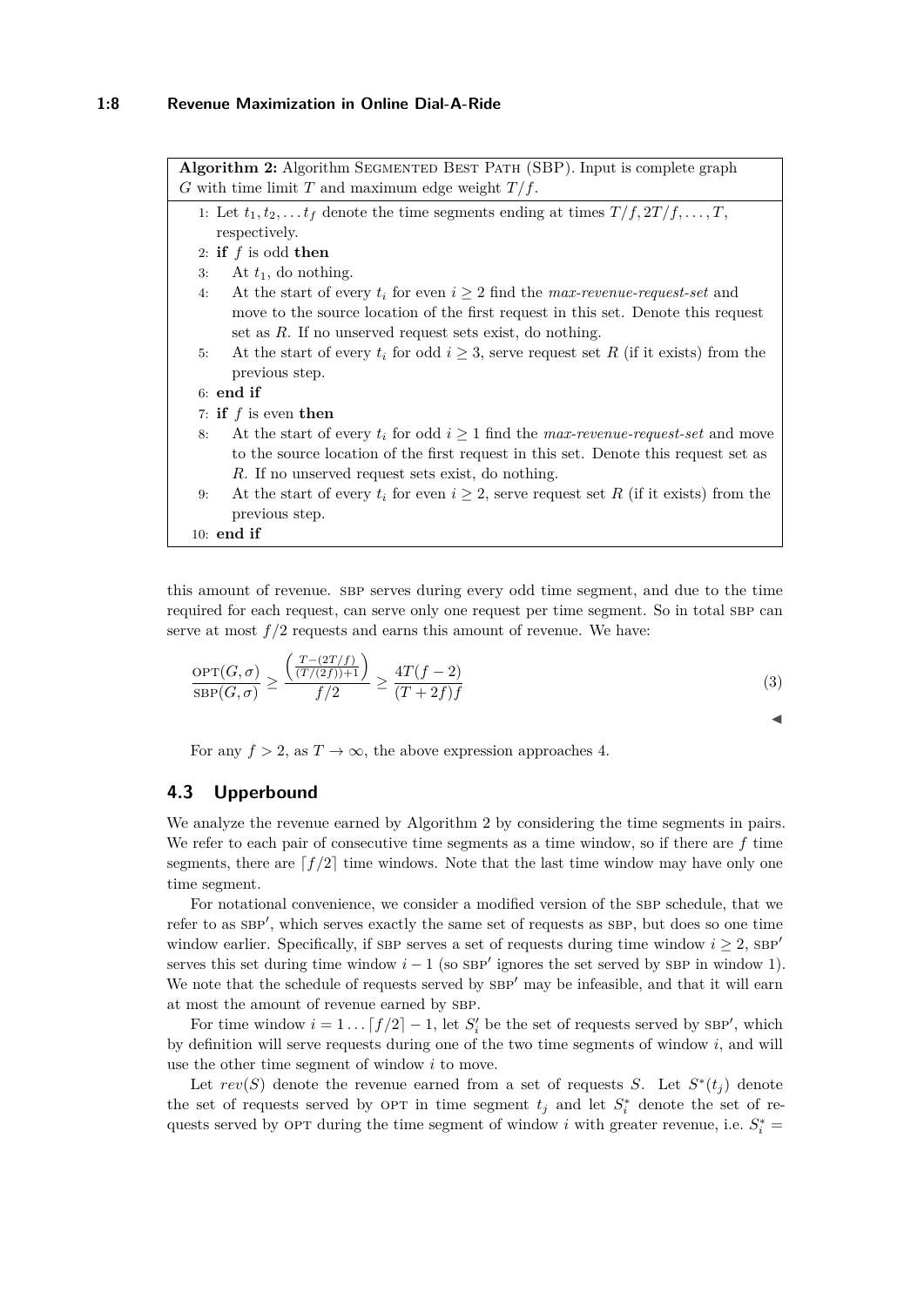**Algorithm 2:** Algorithm Segmented Best Path (SBP). Input is complete graph $G$ with time limit $T$ and maximum edge weight $T/f$.

1: Let $t_1, t_2, \dots t_f$ denote the time segments ending at times $T/f, 2T/f, \dots, T$, respectively.
2: **if** $f$ is odd **then**
3: At $t_1$, do nothing.
4: At the start of every $t_i$ for even $i \geq 2$ find the *max-revenue-request-set* and move to the source location of the first request in this set. Denote this request set as $R$. If no unserved request sets exist, do nothing.
5: At the start of every $t_i$ for odd $i \geq 3$, serve request set $R$ (if it exists) from the previous step.
6: **end if**
7: **if** $f$ is even **then**
8: At the start of every $t_i$ for odd $i \geq 1$ find the *max-revenue-request-set* and move to the source location of the first request in this set. Denote this request set as $R$. If no unserved request sets exist, do nothing.
9: At the start of every $t_i$ for even $i \geq 2$, serve request set $R$ (if it exists) from the previous step.
10: **end if**

this amount of revenue. SBP serves during every odd time segment, and due to the time required for each request, can serve only one request per time segment. So in total SBP can serve at most $f/2$ requests and earns this amount of revenue. We have:

$$\frac{\text{OPT}(G,\sigma)}{\text{SBP}(G,\sigma)} \geq \frac{\left(\frac{T-(2T/f)}{(T/(2f))+1}\right)}{f/2} \geq \frac{4T(f-2)}{(T+2f)f} \tag{3}$$

◀

For any $f > 2$, as $T \to \infty$, the above expression approaches 4.

## 4.3 Upperbound

We analyze the revenue earned by Algorithm 2 by considering the time segments in pairs. We refer to each pair of consecutive time segments as a time window, so if there are $f$ time segments, there are $\lceil f/2 \rceil$ time windows. Note that the last time window may have only one time segment.

For notational convenience, we consider a modified version of the SBP schedule, that we refer to as SBP$'$, which serves exactly the same set of requests as SBP, but does so one time window earlier. Specifically, if SBP serves a set of requests during time window $i \geq 2$, SBP$'$ serves this set during time window $i-1$ (so SBP$'$ ignores the set served by SBP in window 1). We note that the schedule of requests served by SBP$'$ may be infeasible, and that it will earn at most the amount of revenue earned by SBP.

For time window $i = 1 \dots \lceil f/2 \rceil - 1$, let $S_i'$ be the set of requests served by SBP$'$, which by definition will serve requests during one of the two time segments of window $i$, and will use the other time segment of window $i$ to move.

Let $rev(S)$ denote the revenue earned from a set of requests $S$. Let $S^*(t_j)$ denote the set of requests served by OPT in time segment $t_j$ and let $S_i^*$ denote the set of requests served by OPT during the time segment of window $i$ with greater revenue, i.e. $S_i^* =$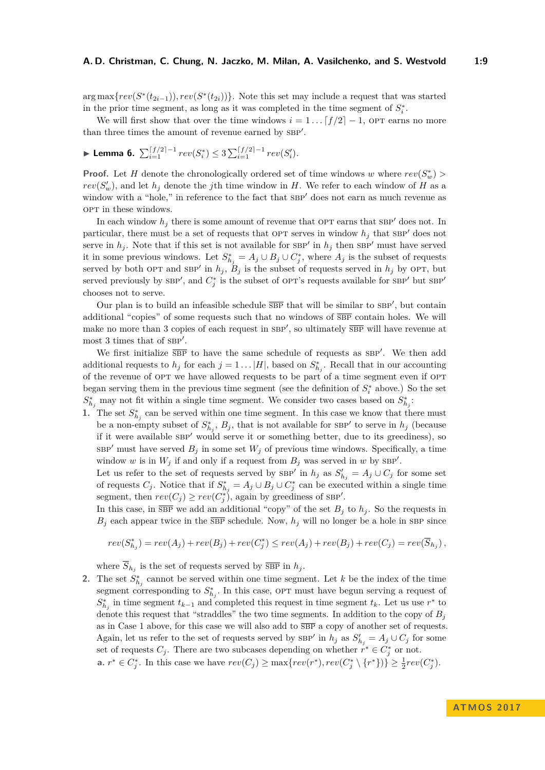$\arg\max\{rev(S^*(t_{2i-1})), rev(S^*(t_{2i}))\}$. Note this set may include a request that was started in the prior time segment, as long as it was completed in the time segment of $S_i^*$.

We will first show that over the time windows $i = 1 \ldots \lceil f/2 \rceil - 1$, OPT earns no more than three times the amount of revenue earned by SBP′.

▶ **Lemma 6.** $\sum_{i=1}^{\lceil f/2 \rceil - 1} rev(S_i^*) \leq 3 \sum_{i=1}^{\lceil f/2 \rceil - 1} rev(S_i')$.

**Proof.** Let $H$ denote the chronologically ordered set of time windows $w$ where $rev(S_w^*) > rev(S_w')$, and let $h_j$ denote the $j$th time window in $H$. We refer to each window of $H$ as a window with a "hole," in reference to the fact that SBP′ does not earn as much revenue as OPT in these windows.

In each window $h_j$ there is some amount of revenue that OPT earns that SBP′ does not. In particular, there must be a set of requests that OPT serves in window $h_j$ that SBP′ does not serve in $h_j$. Note that if this set is not available for SBP′ in $h_j$ then SBP′ must have served it in some previous windows. Let $S_{h_j}^* = A_j \cup B_j \cup C_j^*$, where $A_j$ is the subset of requests served by both OPT and SBP′ in $h_j$, $B_j$ is the subset of requests served in $h_j$ by OPT, but served previously by SBP′, and $C_j^*$ is the subset of OPT's requests available for SBP′ but SBP′ chooses not to serve.

Our plan is to build an infeasible schedule $\overline{\text{SBP}}$ that will be similar to SBP′, but contain additional "copies" of some requests such that no windows of $\overline{\text{SBP}}$ contain holes. We will make no more than 3 copies of each request in SBP′, so ultimately $\overline{\text{SBP}}$ will have revenue at most 3 times that of SBP′.

We first initialize $\overline{\text{SBP}}$ to have the same schedule of requests as SBP′. We then add additional requests to $h_j$ for each $j = 1 \ldots |H|$, based on $S_{h_j}^*$. Recall that in our accounting of the revenue of OPT we have allowed requests to be part of a time segment even if OPT began serving them in the previous time segment (see the definition of $S_i^*$ above.) So the set $S_{h_j}^*$ may not fit within a single time segment. We consider two cases based on $S_{h_j}^*$:

1. The set $S_{h_j}^*$ can be served within one time segment. In this case we know that there must be a non-empty subset of $S_{h_j}^*$, $B_j$, that is not available for SBP′ to serve in $h_j$ (because if it were available SBP′ would serve it or something better, due to its greediness), so SBP′ must have served $B_j$ in some set $W_j$ of previous time windows. Specifically, a time window $w$ is in $W_j$ if and only if a request from $B_j$ was served in $w$ by SBP′.
   Let us refer to the set of requests served by SBP′ in $h_j$ as $S_{h_j}' = A_j \cup C_j$ for some set of requests $C_j$. Notice that if $S_{h_j}^* = A_j \cup B_j \cup C_j^*$ can be executed within a single time segment, then $rev(C_j) \geq rev(C_j^*)$, again by greediness of SBP′.
   In this case, in $\overline{\text{SBP}}$ we add an additional "copy" of the set $B_j$ to $h_j$. So the requests in $B_j$ each appear twice in the $\overline{\text{SBP}}$ schedule. Now, $h_j$ will no longer be a hole in SBP since
   $$rev(S_{h_j}^*) = rev(A_j) + rev(B_j) + rev(C_j^*) \leq rev(A_j) + rev(B_j) + rev(C_j) = rev(\overline{S}_{h_j}),$$
   where $\overline{S}_{h_j}$ is the set of requests served by $\overline{\text{SBP}}$ in $h_j$.
2. The set $S_{h_j}^*$ cannot be served within one time segment. Let $k$ be the index of the time segment corresponding to $S_{h_j}^*$. In this case, OPT must have begun serving a request of $S_{h_j}^*$ in time segment $t_{k-1}$ and completed this request in time segment $t_k$. Let us use $r^*$ to denote this request that "straddles" the two time segments. In addition to the copy of $B_j$ as in Case 1 above, for this case we will also add to $\overline{\text{SBP}}$ a copy of another set of requests. Again, let us refer to the set of requests served by SBP′ in $h_j$ as $S_{h_j}' = A_j \cup C_j$ for some set of requests $C_j$. There are two subcases depending on whether $r^* \in C_j^*$ or not.
   **a.** $r^* \in C_j^*$. In this case we have $rev(C_j) \geq \max\{rev(r^*), rev(C_j^* \setminus \{r^*\})\} \geq \frac{1}{2} rev(C_j^*)$.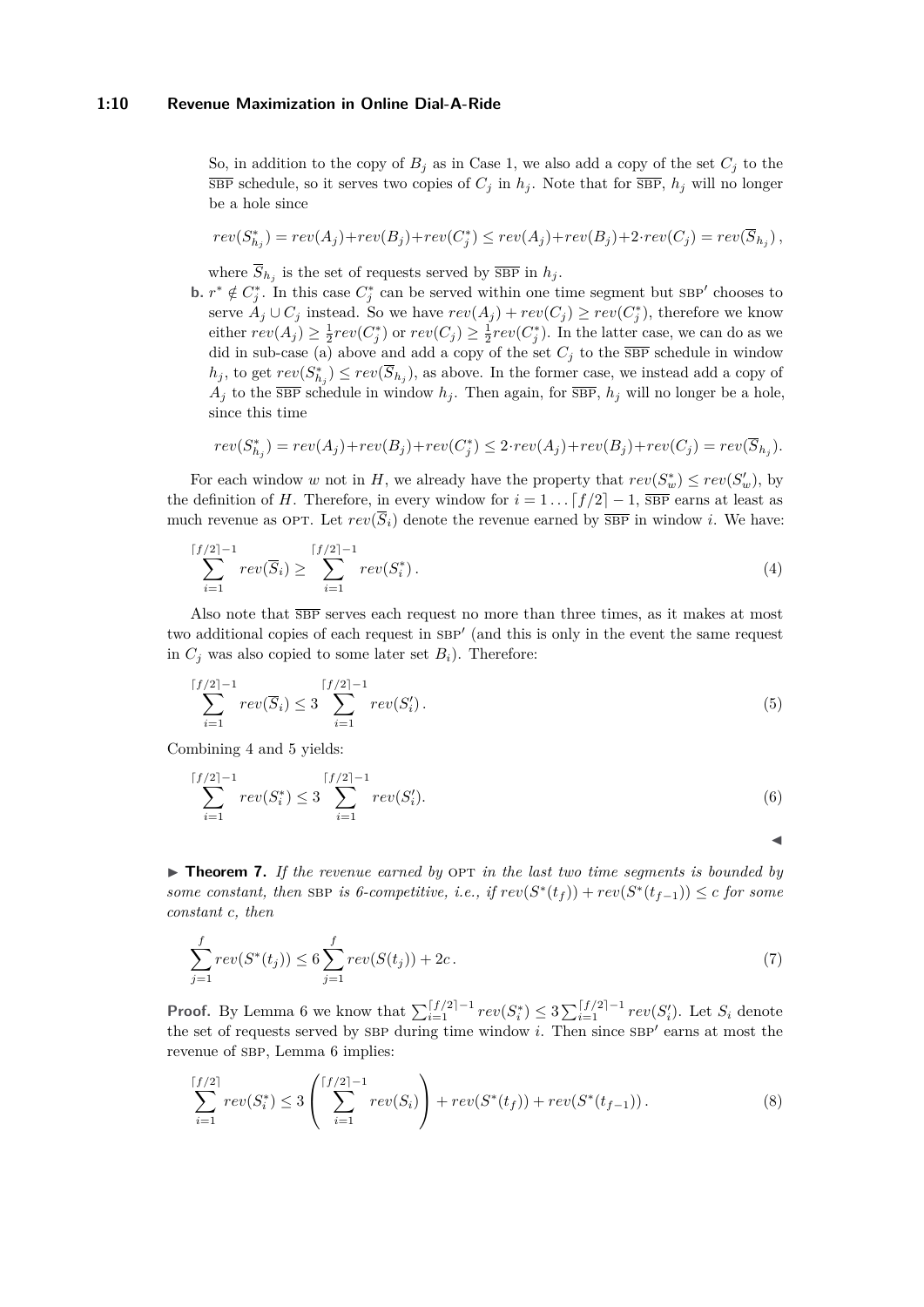So, in addition to the copy of $B_j$ as in Case 1, we also add a copy of the set $C_j$ to the $\overline{\text{SBP}}$ schedule, so it serves two copies of $C_j$ in $h_j$. Note that for $\overline{\text{SBP}}$, $h_j$ will no longer be a hole since

$$rev(S^*_{h_j}) = rev(A_j) + rev(B_j) + rev(C^*_j) \leq rev(A_j) + rev(B_j) + 2 \cdot rev(C_j) = rev(\overline{S}_{h_j}),$$

where $\overline{S}_{h_j}$ is the set of requests served by $\overline{\text{SBP}}$ in $h_j$.

**b.** $r^* \notin C^*_j$. In this case $C^*_j$ can be served within one time segment but $\text{SBP}'$ chooses to serve $A_j \cup C_j$ instead. So we have $rev(A_j) + rev(C_j) \geq rev(C^*_j)$, therefore we know either $rev(A_j) \geq \frac{1}{2} rev(C^*_j)$ or $rev(C_j) \geq \frac{1}{2} rev(C^*_j)$. In the latter case, we can do as we did in sub-case (a) above and add a copy of the set $C_j$ to the $\overline{\text{SBP}}$ schedule in window $h_j$, to get $rev(S^*_{h_j}) \leq rev(\overline{S}_{h_j})$, as above. In the former case, we instead add a copy of $A_j$ to the $\overline{\text{SBP}}$ schedule in window $h_j$. Then again, for $\overline{\text{SBP}}$, $h_j$ will no longer be a hole, since this time

$$rev(S^*_{h_j}) = rev(A_j) + rev(B_j) + rev(C^*_j) \leq 2 \cdot rev(A_j) + rev(B_j) + rev(C_j) = rev(\overline{S}_{h_j}).$$

For each window $w$ not in $H$, we already have the property that $rev(S^*_w) \leq rev(S'_w)$, by the definition of $H$. Therefore, in every window for $i = 1 \ldots \lceil f/2 \rceil - 1$, $\overline{\text{SBP}}$ earns at least as much revenue as OPT. Let $rev(\overline{S}_i)$ denote the revenue earned by $\overline{\text{SBP}}$ in window $i$. We have:

$$\sum_{i=1}^{\lceil f/2 \rceil - 1} rev(\overline{S}_i) \geq \sum_{i=1}^{\lceil f/2 \rceil - 1} rev(S^*_i). \tag{4}$$

Also note that $\overline{\text{SBP}}$ serves each request no more than three times, as it makes at most two additional copies of each request in $\text{SBP}'$ (and this is only in the event the same request in $C_j$ was also copied to some later set $B_i$). Therefore:

$$\sum_{i=1}^{\lceil f/2 \rceil - 1} rev(\overline{S}_i) \leq 3 \sum_{i=1}^{\lceil f/2 \rceil - 1} rev(S'_i). \tag{5}$$

Combining 4 and 5 yields:

$$\sum_{i=1}^{\lceil f/2 \rceil - 1} rev(S^*_i) \leq 3 \sum_{i=1}^{\lceil f/2 \rceil - 1} rev(S'_i). \tag{6}$$

◀

▶ **Theorem 7.** *If the revenue earned by* OPT *in the last two time segments is bounded by some constant, then* SBP *is 6-competitive, i.e., if $rev(S^*(t_f)) + rev(S^*(t_{f-1})) \leq c$ for some constant $c$, then*

$$\sum_{j=1}^{f} rev(S^*(t_j)) \leq 6 \sum_{j=1}^{f} rev(S(t_j)) + 2c. \tag{7}$$

**Proof.** By Lemma 6 we know that $\sum_{i=1}^{\lceil f/2 \rceil - 1} rev(S^*_i) \leq 3 \sum_{i=1}^{\lceil f/2 \rceil - 1} rev(S'_i)$. Let $S_i$ denote the set of requests served by SBP during time window $i$. Then since $\text{SBP}'$ earns at most the revenue of SBP, Lemma 6 implies:

$$\sum_{i=1}^{\lceil f/2 \rceil} rev(S^*_i) \leq 3 \left( \sum_{i=1}^{\lceil f/2 \rceil - 1} rev(S_i) \right) + rev(S^*(t_f)) + rev(S^*(t_{f-1})). \tag{8}$$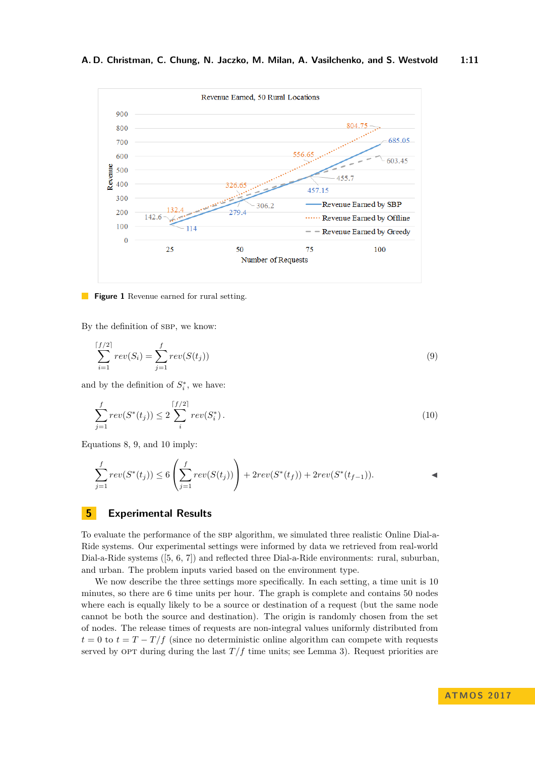Revenue Earned, 50 Rural Locations

Figure 1 Revenue earned for rural setting.

By the definition of SBP, we know:

$$\sum_{i=1}^{\lceil f/2 \rceil} rev(S_i) = \sum_{j=1}^{f} rev(S(t_j)) \tag{9}$$

and by the definition of $S_i^*$, we have:

$$\sum_{j=1}^{f} rev(S^*(t_j)) \leq 2 \sum_{i}^{\lceil f/2 \rceil} rev(S_i^*) . \tag{10}$$

Equations 8, 9, and 10 imply:

$$\sum_{j=1}^{f} rev(S^*(t_j)) \leq 6 \left( \sum_{j=1}^{f} rev(S(t_j)) \right) + 2rev(S^*(t_f)) + 2rev(S^*(t_{f-1})).$$

◀

## 5 Experimental Results

To evaluate the performance of the SBP algorithm, we simulated three realistic Online Dial-a-Ride systems. Our experimental settings were informed by data we retrieved from real-world Dial-a-Ride systems ([5, 6, 7]) and reflected three Dial-a-Ride environments: rural, suburban, and urban. The problem inputs varied based on the environment type.

We now describe the three settings more specifically. In each setting, a time unit is 10 minutes, so there are 6 time units per hour. The graph is complete and contains 50 nodes where each is equally likely to be a source or destination of a request (but the same node cannot be both the source and destination). The origin is randomly chosen from the set of nodes. The release times of requests are non-integral values uniformly distributed from $t = 0$ to $t = T - T/f$ (since no deterministic online algorithm can compete with requests served by OPT during during the last $T/f$ time units; see Lemma 3). Request priorities are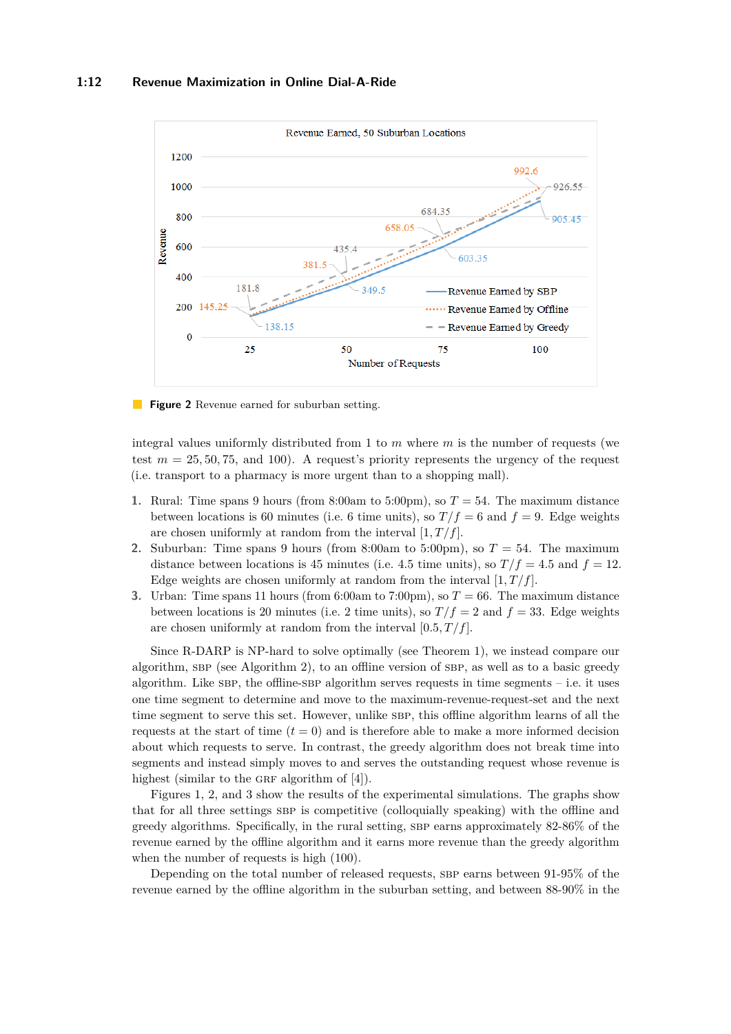**Figure 2** Revenue earned for suburban setting.

integral values uniformly distributed from 1 to $m$ where $m$ is the number of requests (we test $m = 25, 50, 75$, and 100). A request's priority represents the urgency of the request (i.e. transport to a pharmacy is more urgent than to a shopping mall).

1. Rural: Time spans 9 hours (from 8:00am to 5:00pm), so $T = 54$. The maximum distance between locations is 60 minutes (i.e. 6 time units), so $T/f = 6$ and $f = 9$. Edge weights are chosen uniformly at random from the interval $[1, T/f]$.
2. Suburban: Time spans 9 hours (from 8:00am to 5:00pm), so $T = 54$. The maximum distance between locations is 45 minutes (i.e. 4.5 time units), so $T/f = 4.5$ and $f = 12$. Edge weights are chosen uniformly at random from the interval $[1, T/f]$.
3. Urban: Time spans 11 hours (from 6:00am to 7:00pm), so $T = 66$. The maximum distance between locations is 20 minutes (i.e. 2 time units), so $T/f = 2$ and $f = 33$. Edge weights are chosen uniformly at random from the interval $[0.5, T/f]$.

Since R-DARP is NP-hard to solve optimally (see Theorem 1), we instead compare our algorithm, SBP (see Algorithm 2), to an offline version of SBP, as well as to a basic greedy algorithm. Like SBP, the offline-SBP algorithm serves requests in time segments – i.e. it uses one time segment to determine and move to the maximum-revenue-request-set and the next time segment to serve this set. However, unlike SBP, this offline algorithm learns of all the requests at the start of time ($t = 0$) and is therefore able to make a more informed decision about which requests to serve. In contrast, the greedy algorithm does not break time into segments and instead simply moves to and serves the outstanding request whose revenue is highest (similar to the GRF algorithm of [4]).

Figures 1, 2, and 3 show the results of the experimental simulations. The graphs show that for all three settings SBP is competitive (colloquially speaking) with the offline and greedy algorithms. Specifically, in the rural setting, SBP earns approximately 82-86% of the revenue earned by the offline algorithm and it earns more revenue than the greedy algorithm when the number of requests is high (100).

Depending on the total number of released requests, SBP earns between 91-95% of the revenue earned by the offline algorithm in the suburban setting, and between 88-90% in the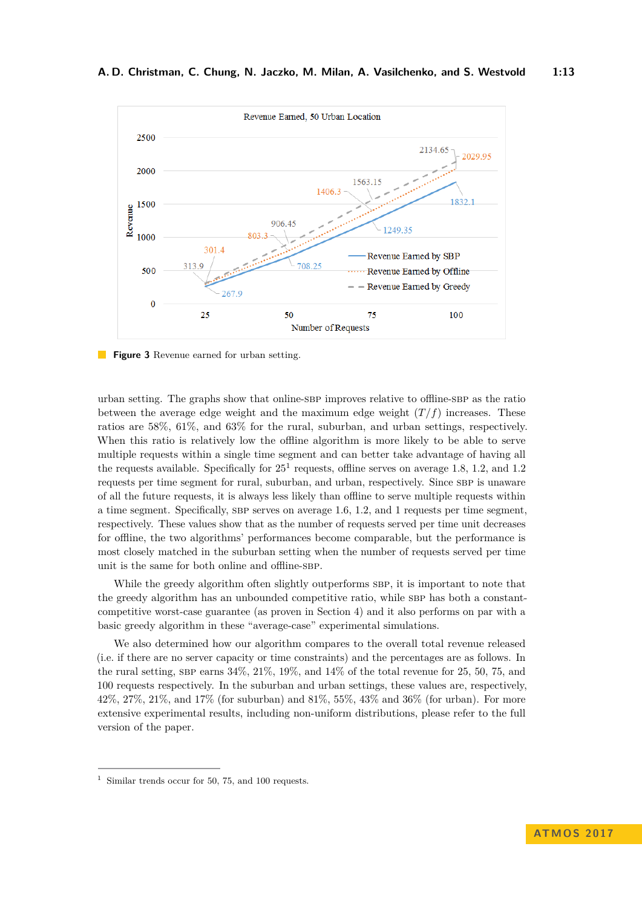**Figure 3** Revenue earned for urban setting.

urban setting. The graphs show that online-SBP improves relative to offline-SBP as the ratio between the average edge weight and the maximum edge weight ($T/f$) increases. These ratios are 58%, 61%, and 63% for the rural, suburban, and urban settings, respectively. When this ratio is relatively low the offline algorithm is more likely to be able to serve multiple requests within a single time segment and can better take advantage of having all the requests available. Specifically for 25[1] requests, offline serves on average 1.8, 1.2, and 1.2 requests per time segment for rural, suburban, and urban, respectively. Since SBP is unaware of all the future requests, it is always less likely than offline to serve multiple requests within a time segment. Specifically, SBP serves on average 1.6, 1.2, and 1 requests per time segment, respectively. These values show that as the number of requests served per time unit decreases for offline, the two algorithms' performances become comparable, but the performance is most closely matched in the suburban setting when the number of requests served per time unit is the same for both online and offline-SBP.

While the greedy algorithm often slightly outperforms SBP, it is important to note that the greedy algorithm has an unbounded competitive ratio, while SBP has both a constant-competitive worst-case guarantee (as proven in Section 4) and it also performs on par with a basic greedy algorithm in these "average-case" experimental simulations.

We also determined how our algorithm compares to the overall total revenue released (i.e. if there are no server capacity or time constraints) and the percentages are as follows. In the rural setting, SBP earns 34%, 21%, 19%, and 14% of the total revenue for 25, 50, 75, and 100 requests respectively. In the suburban and urban settings, these values are, respectively, 42%, 27%, 21%, and 17% (for suburban) and 81%, 55%, 43% and 36% (for urban). For more extensive experimental results, including non-uniform distributions, please refer to the full version of the paper.

[1] Similar trends occur for 50, 75, and 100 requests.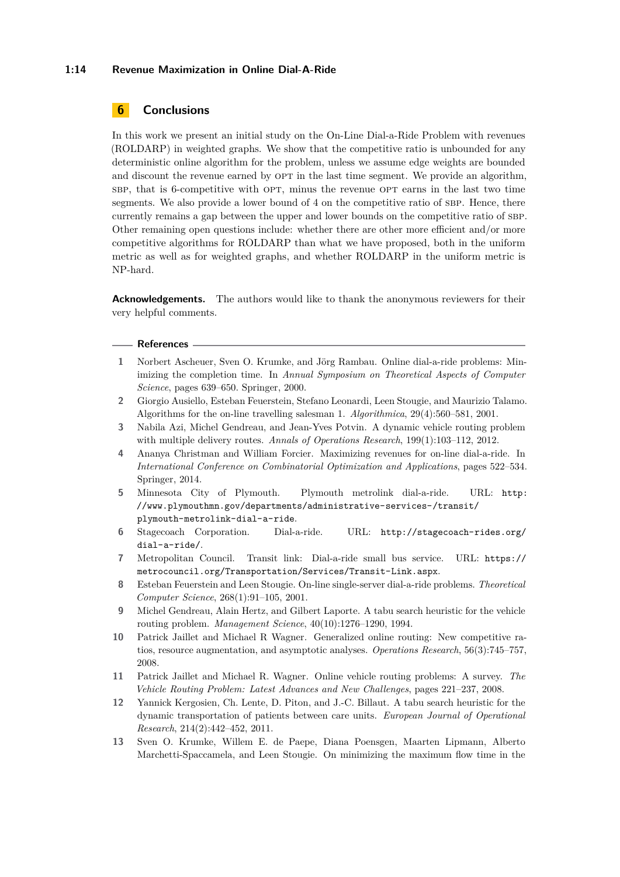## 6 Conclusions

In this work we present an initial study on the On-Line Dial-a-Ride Problem with revenues (ROLDARP) in weighted graphs. We show that the competitive ratio is unbounded for any deterministic online algorithm for the problem, unless we assume edge weights are bounded and discount the revenue earned by OPT in the last time segment. We provide an algorithm, SBP, that is 6-competitive with OPT, minus the revenue OPT earns in the last two time segments. We also provide a lower bound of 4 on the competitive ratio of SBP. Hence, there currently remains a gap between the upper and lower bounds on the competitive ratio of SBP. Other remaining open questions include: whether there are other more efficient and/or more competitive algorithms for ROLDARP than what we have proposed, both in the uniform metric as well as for weighted graphs, and whether ROLDARP in the uniform metric is NP-hard.

**Acknowledgements.** The authors would like to thank the anonymous reviewers for their very helpful comments.

### References

1. Norbert Ascheuer, Sven O. Krumke, and Jörg Rambau. Online dial-a-ride problems: Minimizing the completion time. In *Annual Symposium on Theoretical Aspects of Computer Science*, pages 639–650. Springer, 2000.
2. Giorgio Ausiello, Esteban Feuerstein, Stefano Leonardi, Leen Stougie, and Maurizio Talamo. Algorithms for the on-line travelling salesman 1. *Algorithmica*, 29(4):560–581, 2001.
3. Nabila Azi, Michel Gendreau, and Jean-Yves Potvin. A dynamic vehicle routing problem with multiple delivery routes. *Annals of Operations Research*, 199(1):103–112, 2012.
4. Ananya Christman and William Forcier. Maximizing revenues for on-line dial-a-ride. In *International Conference on Combinatorial Optimization and Applications*, pages 522–534. Springer, 2014.
5. Minnesota City of Plymouth. Plymouth metrolink dial-a-ride. URL: `http://www.plymouthmn.gov/departments/administrative-services-/transit/plymouth-metrolink-dial-a-ride`.
6. Stagecoach Corporation. Dial-a-ride. URL: `http://stagecoach-rides.org/dial-a-ride/`.
7. Metropolitan Council. Transit link: Dial-a-ride small bus service. URL: `https://metrocouncil.org/Transportation/Services/Transit-Link.aspx`.
8. Esteban Feuerstein and Leen Stougie. On-line single-server dial-a-ride problems. *Theoretical Computer Science*, 268(1):91–105, 2001.
9. Michel Gendreau, Alain Hertz, and Gilbert Laporte. A tabu search heuristic for the vehicle routing problem. *Management Science*, 40(10):1276–1290, 1994.
10. Patrick Jaillet and Michael R Wagner. Generalized online routing: New competitive ratios, resource augmentation, and asymptotic analyses. *Operations Research*, 56(3):745–757, 2008.
11. Patrick Jaillet and Michael R. Wagner. Online vehicle routing problems: A survey. *The Vehicle Routing Problem: Latest Advances and New Challenges*, pages 221–237, 2008.
12. Yannick Kergosien, Ch. Lente, D. Piton, and J.-C. Billaut. A tabu search heuristic for the dynamic transportation of patients between care units. *European Journal of Operational Research*, 214(2):442–452, 2011.
13. Sven O. Krumke, Willem E. de Paepe, Diana Poensgen, Maarten Lipmann, Alberto Marchetti-Spaccamela, and Leen Stougie. On minimizing the maximum flow time in the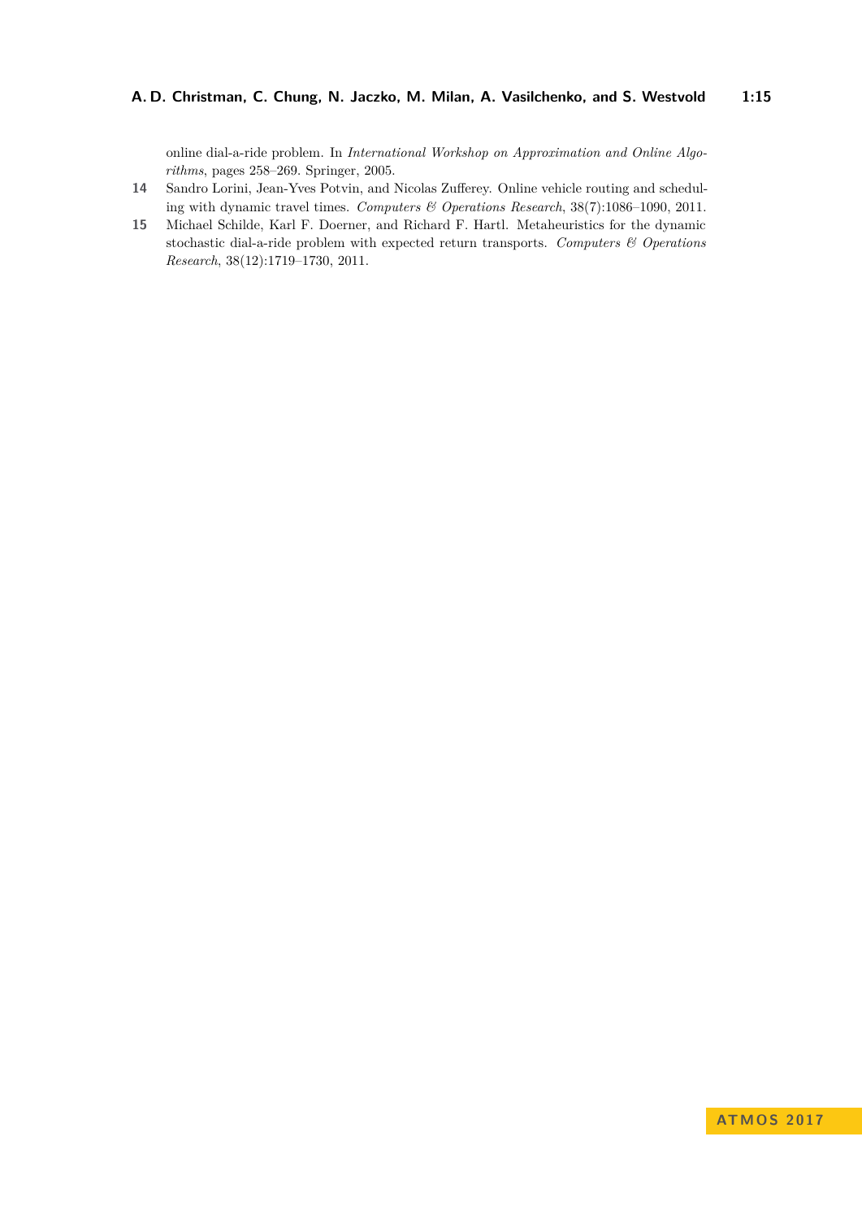online dial-a-ride problem. In *International Workshop on Approximation and Online Algorithms*, pages 258–269. Springer, 2005.

14. Sandro Lorini, Jean-Yves Potvin, and Nicolas Zufferey. Online vehicle routing and scheduling with dynamic travel times. *Computers & Operations Research*, 38(7):1086–1090, 2011.
15. Michael Schilde, Karl F. Doerner, and Richard F. Hartl. Metaheuristics for the dynamic stochastic dial-a-ride problem with expected return transports. *Computers & Operations Research*, 38(12):1719–1730, 2011.